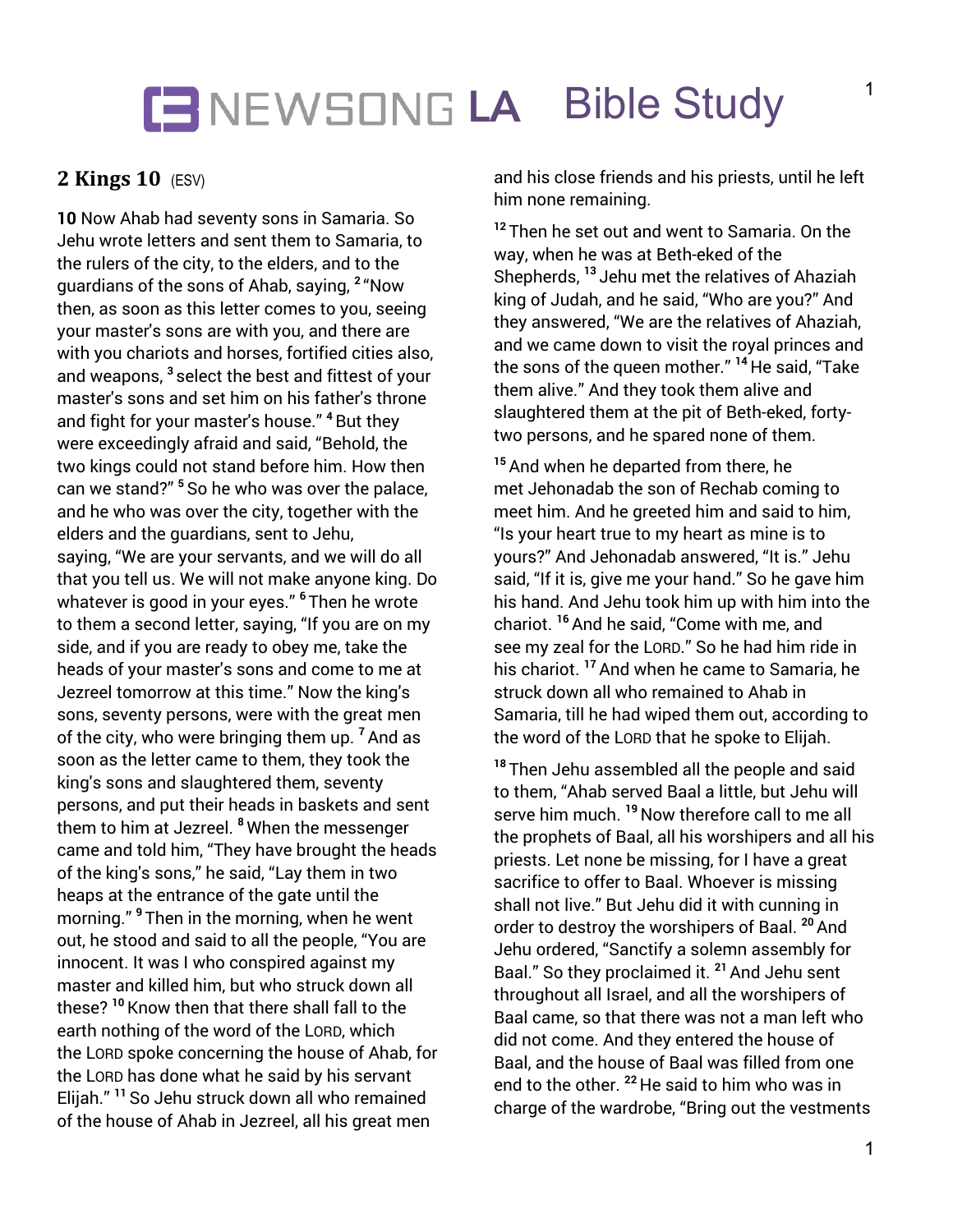# NEWSONG LA Bible Study

## 2 Kings 10 (ESV)

**10** Now Ahab had seventy sons in Samaria. So Jehu wrote letters and sent them to Samaria, to the rulers of the city, to the elders, and to the guardians of the sons of Ahab, saying, [2] "Now then, as soon as this letter comes to you, seeing your master's sons are with you, and there are with you chariots and horses, fortified cities also, and weapons, [3] select the best and fittest of your master's sons and set him on his father's throne and fight for your master's house." [4] But they were exceedingly afraid and said, "Behold, the two kings could not stand before him. How then can we stand?" [5] So he who was over the palace, and he who was over the city, together with the elders and the guardians, sent to Jehu, saying, "We are your servants, and we will do all that you tell us. We will not make anyone king. Do whatever is good in your eyes." [6] Then he wrote to them a second letter, saying, "If you are on my side, and if you are ready to obey me, take the heads of your master's sons and come to me at Jezreel tomorrow at this time." Now the king's sons, seventy persons, were with the great men of the city, who were bringing them up. [7] And as soon as the letter came to them, they took the king's sons and slaughtered them, seventy persons, and put their heads in baskets and sent them to him at Jezreel. [8] When the messenger came and told him, "They have brought the heads of the king's sons," he said, "Lay them in two heaps at the entrance of the gate until the morning." [9] Then in the morning, when he went out, he stood and said to all the people, "You are innocent. It was I who conspired against my master and killed him, but who struck down all these? [10] Know then that there shall fall to the earth nothing of the word of the LORD, which the LORD spoke concerning the house of Ahab, for the LORD has done what he said by his servant Elijah." [11] So Jehu struck down all who remained of the house of Ahab in Jezreel, all his great men and his close friends and his priests, until he left him none remaining.

[12] Then he set out and went to Samaria. On the way, when he was at Beth-eked of the Shepherds, [13] Jehu met the relatives of Ahaziah king of Judah, and he said, "Who are you?" And they answered, "We are the relatives of Ahaziah, and we came down to visit the royal princes and the sons of the queen mother." [14] He said, "Take them alive." And they took them alive and slaughtered them at the pit of Beth-eked, forty-two persons, and he spared none of them.

[15] And when he departed from there, he met Jehonadab the son of Rechab coming to meet him. And he greeted him and said to him, "Is your heart true to my heart as mine is to yours?" And Jehonadab answered, "It is." Jehu said, "If it is, give me your hand." So he gave him his hand. And Jehu took him up with him into the chariot. [16] And he said, "Come with me, and see my zeal for the LORD." So he had him ride in his chariot. [17] And when he came to Samaria, he struck down all who remained to Ahab in Samaria, till he had wiped them out, according to the word of the LORD that he spoke to Elijah.

[18] Then Jehu assembled all the people and said to them, "Ahab served Baal a little, but Jehu will serve him much. [19] Now therefore call to me all the prophets of Baal, all his worshipers and all his priests. Let none be missing, for I have a great sacrifice to offer to Baal. Whoever is missing shall not live." But Jehu did it with cunning in order to destroy the worshipers of Baal. [20] And Jehu ordered, "Sanctify a solemn assembly for Baal." So they proclaimed it. [21] And Jehu sent throughout all Israel, and all the worshipers of Baal came, so that there was not a man left who did not come. And they entered the house of Baal, and the house of Baal was filled from one end to the other. [22] He said to him who was in charge of the wardrobe, "Bring out the vestments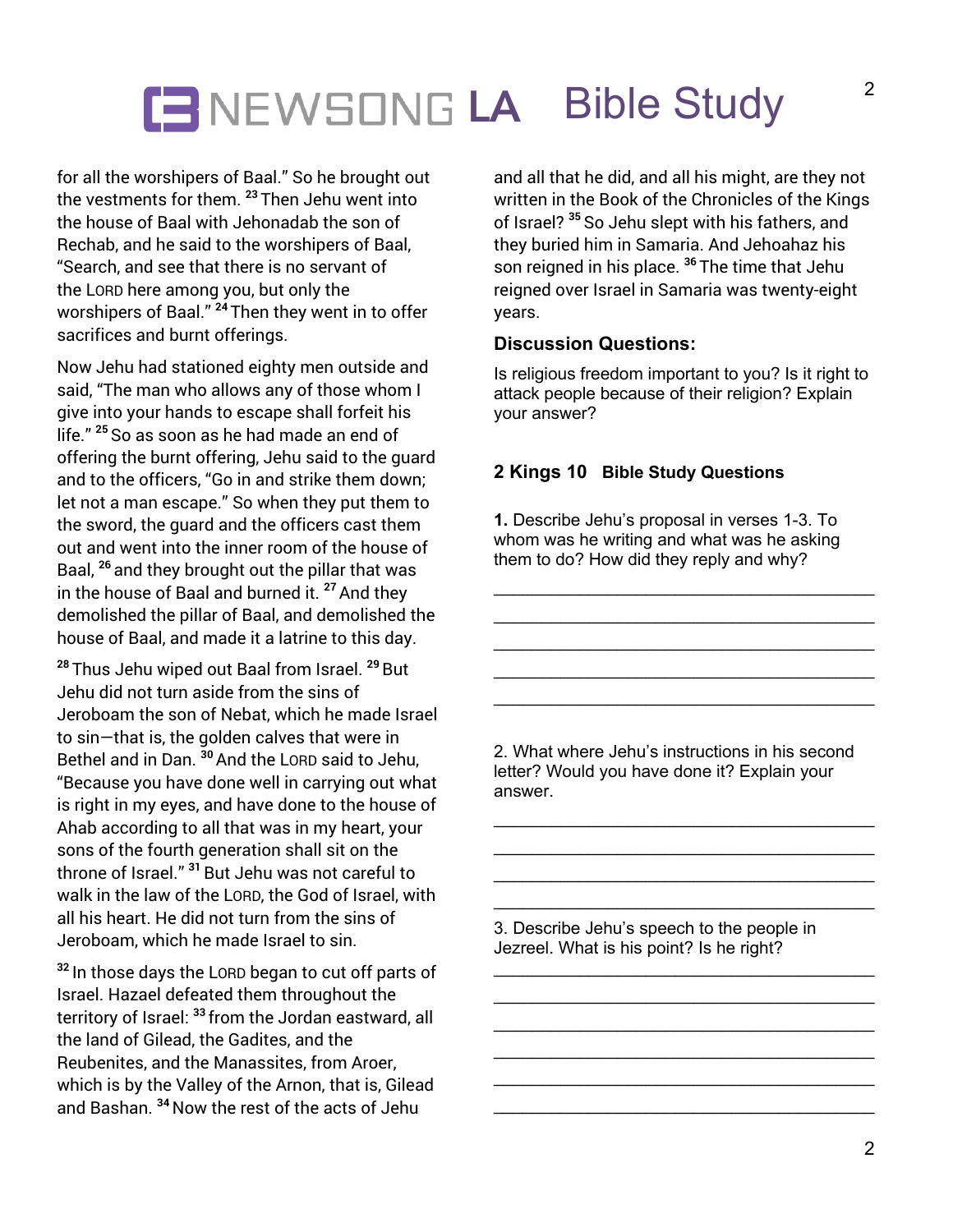for all the worshipers of Baal." So he brought out the vestments for them. [23] Then Jehu went into the house of Baal with Jehonadab the son of Rechab, and he said to the worshipers of Baal, "Search, and see that there is no servant of the LORD here among you, but only the worshipers of Baal." [24] Then they went in to offer sacrifices and burnt offerings.

Now Jehu had stationed eighty men outside and said, "The man who allows any of those whom I give into your hands to escape shall forfeit his life." [25] So as soon as he had made an end of offering the burnt offering, Jehu said to the guard and to the officers, "Go in and strike them down; let not a man escape." So when they put them to the sword, the guard and the officers cast them out and went into the inner room of the house of Baal, [26] and they brought out the pillar that was in the house of Baal and burned it. [27] And they demolished the pillar of Baal, and demolished the house of Baal, and made it a latrine to this day.

[28] Thus Jehu wiped out Baal from Israel. [29] But Jehu did not turn aside from the sins of Jeroboam the son of Nebat, which he made Israel to sin—that is, the golden calves that were in Bethel and in Dan. [30] And the LORD said to Jehu, "Because you have done well in carrying out what is right in my eyes, and have done to the house of Ahab according to all that was in my heart, your sons of the fourth generation shall sit on the throne of Israel." [31] But Jehu was not careful to walk in the law of the LORD, the God of Israel, with all his heart. He did not turn from the sins of Jeroboam, which he made Israel to sin.

[32] In those days the LORD began to cut off parts of Israel. Hazael defeated them throughout the territory of Israel: [33] from the Jordan eastward, all the land of Gilead, the Gadites, and the Reubenites, and the Manassites, from Aroer, which is by the Valley of the Arnon, that is, Gilead and Bashan. [34] Now the rest of the acts of Jehu and all that he did, and all his might, are they not written in the Book of the Chronicles of the Kings of Israel? [35] So Jehu slept with his fathers, and they buried him in Samaria. And Jehoahaz his son reigned in his place. [36] The time that Jehu reigned over Israel in Samaria was twenty-eight years.

### Discussion Questions:

Is religious freedom important to you? Is it right to attack people because of their religion? Explain your answer?

### 2 Kings 10 Bible Study Questions

**1.** Describe Jehu's proposal in verses 1-3. To whom was he writing and what was he asking them to do? How did they reply and why?

\_\_\_\_\_\_\_\_\_\_\_\_\_\_\_\_\_\_\_\_\_\_\_\_\_\_\_\_\_\_\_\_\_\_\_\_\_\_\_\_

\_\_\_\_\_\_\_\_\_\_\_\_\_\_\_\_\_\_\_\_\_\_\_\_\_\_\_\_\_\_\_\_\_\_\_\_\_\_\_\_

\_\_\_\_\_\_\_\_\_\_\_\_\_\_\_\_\_\_\_\_\_\_\_\_\_\_\_\_\_\_\_\_\_\_\_\_\_\_\_\_

\_\_\_\_\_\_\_\_\_\_\_\_\_\_\_\_\_\_\_\_\_\_\_\_\_\_\_\_\_\_\_\_\_\_\_\_\_\_\_\_

\_\_\_\_\_\_\_\_\_\_\_\_\_\_\_\_\_\_\_\_\_\_\_\_\_\_\_\_\_\_\_\_\_\_\_\_\_\_\_\_

2. What where Jehu's instructions in his second letter? Would you have done it? Explain your answer.

\_\_\_\_\_\_\_\_\_\_\_\_\_\_\_\_\_\_\_\_\_\_\_\_\_\_\_\_\_\_\_\_\_\_\_\_\_\_\_\_

\_\_\_\_\_\_\_\_\_\_\_\_\_\_\_\_\_\_\_\_\_\_\_\_\_\_\_\_\_\_\_\_\_\_\_\_\_\_\_\_

\_\_\_\_\_\_\_\_\_\_\_\_\_\_\_\_\_\_\_\_\_\_\_\_\_\_\_\_\_\_\_\_\_\_\_\_\_\_\_\_

\_\_\_\_\_\_\_\_\_\_\_\_\_\_\_\_\_\_\_\_\_\_\_\_\_\_\_\_\_\_\_\_\_\_\_\_\_\_\_\_

3. Describe Jehu's speech to the people in Jezreel. What is his point? Is he right?

\_\_\_\_\_\_\_\_\_\_\_\_\_\_\_\_\_\_\_\_\_\_\_\_\_\_\_\_\_\_\_\_\_\_\_\_\_\_\_\_

\_\_\_\_\_\_\_\_\_\_\_\_\_\_\_\_\_\_\_\_\_\_\_\_\_\_\_\_\_\_\_\_\_\_\_\_\_\_\_\_

\_\_\_\_\_\_\_\_\_\_\_\_\_\_\_\_\_\_\_\_\_\_\_\_\_\_\_\_\_\_\_\_\_\_\_\_\_\_\_\_

\_\_\_\_\_\_\_\_\_\_\_\_\_\_\_\_\_\_\_\_\_\_\_\_\_\_\_\_\_\_\_\_\_\_\_\_\_\_\_\_

\_\_\_\_\_\_\_\_\_\_\_\_\_\_\_\_\_\_\_\_\_\_\_\_\_\_\_\_\_\_\_\_\_\_\_\_\_\_\_\_

\_\_\_\_\_\_\_\_\_\_\_\_\_\_\_\_\_\_\_\_\_\_\_\_\_\_\_\_\_\_\_\_\_\_\_\_\_\_\_\_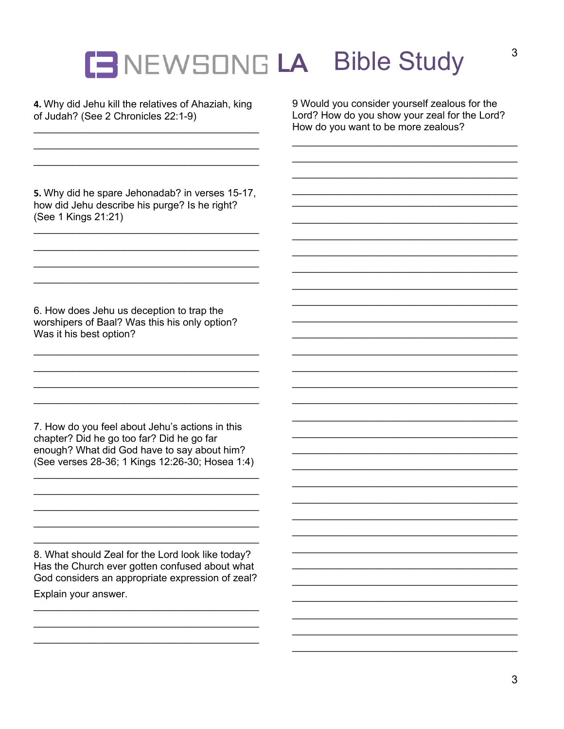# NEWSONG LA Bible Study

**4.** Why did Jehu kill the relatives of Ahaziah, king of Judah? (See 2 Chronicles 22:1-9)

______________________________________

______________________________________

______________________________________

**5.** Why did he spare Jehonadab? in verses 15-17, how did Jehu describe his purge? Is he right? (See 1 Kings 21:21)

______________________________________

______________________________________

______________________________________

______________________________________

6. How does Jehu us deception to trap the worshipers of Baal? Was this his only option? Was it his best option?

______________________________________

______________________________________

______________________________________

______________________________________

7. How do you feel about Jehu's actions in this chapter? Did he go too far? Did he go far enough? What did God have to say about him? (See verses 28-36; 1 Kings 12:26-30; Hosea 1:4)

______________________________________

______________________________________

______________________________________

______________________________________

______________________________________

8. What should Zeal for the Lord look like today? Has the Church ever gotten confused about what God considers an appropriate expression of zeal?

Explain your answer.

______________________________________

______________________________________

______________________________________

9 Would you consider yourself zealous for the Lord? How do you show your zeal for the Lord? How do you want to be more zealous?

______________________________________

______________________________________

______________________________________

______________________________________

______________________________________

______________________________________

______________________________________

______________________________________

______________________________________

______________________________________

______________________________________

______________________________________

______________________________________

______________________________________

______________________________________

______________________________________

______________________________________

______________________________________

______________________________________

______________________________________

______________________________________

______________________________________

______________________________________

______________________________________

______________________________________

______________________________________

______________________________________

______________________________________

______________________________________

______________________________________

______________________________________

______________________________________